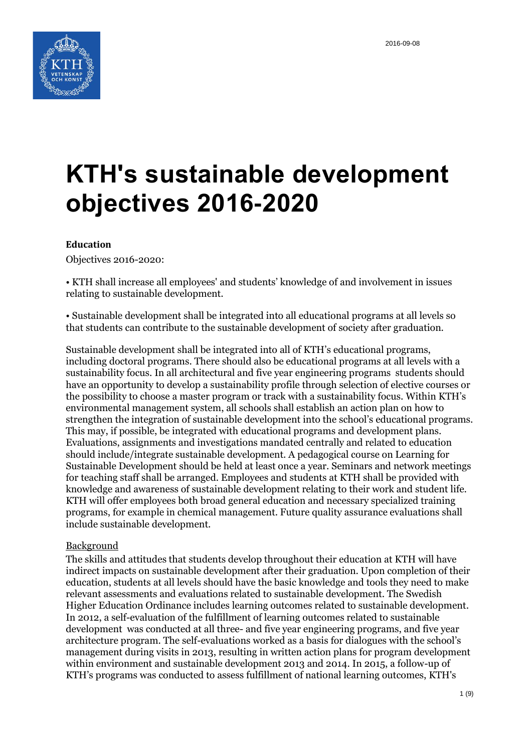2016-09-08

# KTH's sustainable development objectives 2016-2020

**Education**

Objectives 2016-2020:

• KTH shall increase all employees' and students' knowledge of and involvement in issues relating to sustainable development.

• Sustainable development shall be integrated into all educational programs at all levels so that students can contribute to the sustainable development of society after graduation.

Sustainable development shall be integrated into all of KTH's educational programs, including doctoral programs. There should also be educational programs at all levels with a sustainability focus. In all architectural and five year engineering programs students should have an opportunity to develop a sustainability profile through selection of elective courses or the possibility to choose a master program or track with a sustainability focus. Within KTH's environmental management system, all schools shall establish an action plan on how to strengthen the integration of sustainable development into the school's educational programs. This may, if possible, be integrated with educational programs and development plans. Evaluations, assignments and investigations mandated centrally and related to education should include/integrate sustainable development. A pedagogical course on Learning for Sustainable Development should be held at least once a year. Seminars and network meetings for teaching staff shall be arranged. Employees and students at KTH shall be provided with knowledge and awareness of sustainable development relating to their work and student life. KTH will offer employees both broad general education and necessary specialized training programs, for example in chemical management. Future quality assurance evaluations shall include sustainable development.

<u>Background</u>

The skills and attitudes that students develop throughout their education at KTH will have indirect impacts on sustainable development after their graduation. Upon completion of their education, students at all levels should have the basic knowledge and tools they need to make relevant assessments and evaluations related to sustainable development. The Swedish Higher Education Ordinance includes learning outcomes related to sustainable development. In 2012, a self-evaluation of the fulfillment of learning outcomes related to sustainable development was conducted at all three- and five year engineering programs, and five year architecture program. The self-evaluations worked as a basis for dialogues with the school's management during visits in 2013, resulting in written action plans for program development within environment and sustainable development 2013 and 2014. In 2015, a follow-up of KTH's programs was conducted to assess fulfillment of national learning outcomes, KTH's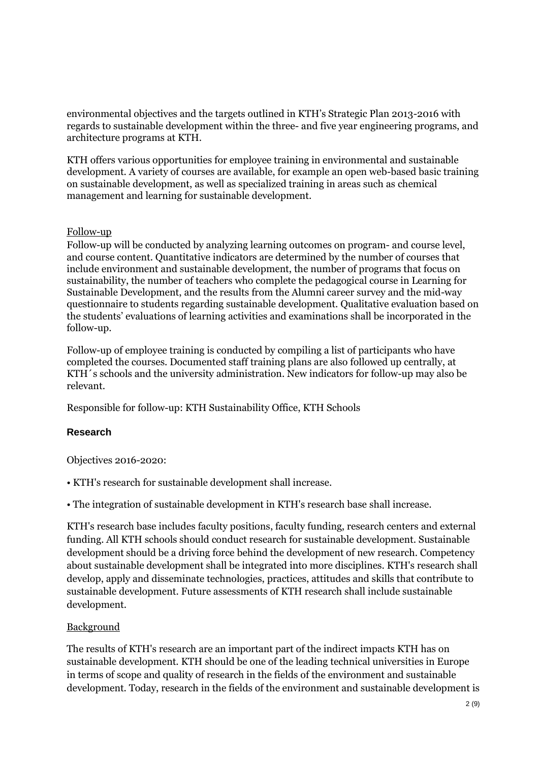environmental objectives and the targets outlined in KTH's Strategic Plan 2013-2016 with regards to sustainable development within the three- and five year engineering programs, and architecture programs at KTH.

KTH offers various opportunities for employee training in environmental and sustainable development. A variety of courses are available, for example an open web-based basic training on sustainable development, as well as specialized training in areas such as chemical management and learning for sustainable development.

Follow-up

Follow-up will be conducted by analyzing learning outcomes on program- and course level, and course content. Quantitative indicators are determined by the number of courses that include environment and sustainable development, the number of programs that focus on sustainability, the number of teachers who complete the pedagogical course in Learning for Sustainable Development, and the results from the Alumni career survey and the mid-way questionnaire to students regarding sustainable development. Qualitative evaluation based on the students' evaluations of learning activities and examinations shall be incorporated in the follow-up.

Follow-up of employee training is conducted by compiling a list of participants who have completed the courses. Documented staff training plans are also followed up centrally, at KTH´s schools and the university administration. New indicators for follow-up may also be relevant.

Responsible for follow-up: KTH Sustainability Office, KTH Schools

## Research

Objectives 2016-2020:

• KTH's research for sustainable development shall increase.

• The integration of sustainable development in KTH's research base shall increase.

KTH's research base includes faculty positions, faculty funding, research centers and external funding. All KTH schools should conduct research for sustainable development. Sustainable development should be a driving force behind the development of new research. Competency about sustainable development shall be integrated into more disciplines. KTH's research shall develop, apply and disseminate technologies, practices, attitudes and skills that contribute to sustainable development. Future assessments of KTH research shall include sustainable development.

Background

The results of KTH's research are an important part of the indirect impacts KTH has on sustainable development. KTH should be one of the leading technical universities in Europe in terms of scope and quality of research in the fields of the environment and sustainable development. Today, research in the fields of the environment and sustainable development is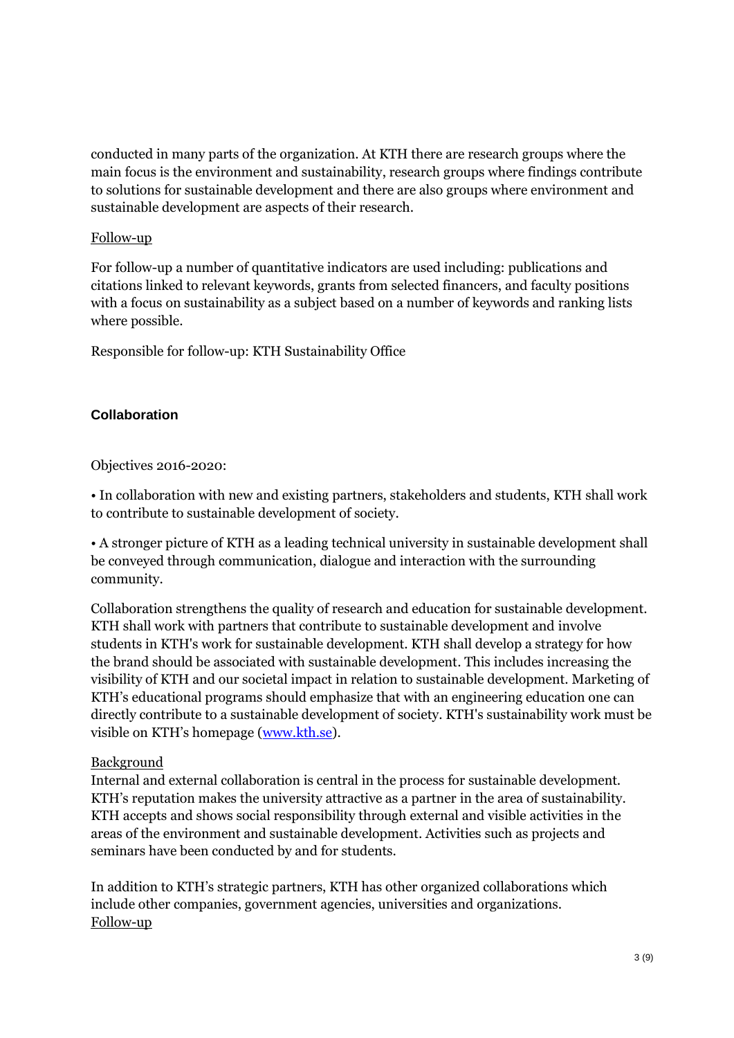conducted in many parts of the organization. At KTH there are research groups where the main focus is the environment and sustainability, research groups where findings contribute to solutions for sustainable development and there are also groups where environment and sustainable development are aspects of their research.

<u>Follow-up</u>

For follow-up a number of quantitative indicators are used including: publications and citations linked to relevant keywords, grants from selected financers, and faculty positions with a focus on sustainability as a subject based on a number of keywords and ranking lists where possible.

Responsible for follow-up: KTH Sustainability Office

### Collaboration

Objectives 2016-2020:

• In collaboration with new and existing partners, stakeholders and students, KTH shall work to contribute to sustainable development of society.

• A stronger picture of KTH as a leading technical university in sustainable development shall be conveyed through communication, dialogue and interaction with the surrounding community.

Collaboration strengthens the quality of research and education for sustainable development. KTH shall work with partners that contribute to sustainable development and involve students in KTH's work for sustainable development. KTH shall develop a strategy for how the brand should be associated with sustainable development. This includes increasing the visibility of KTH and our societal impact in relation to sustainable development. Marketing of KTH's educational programs should emphasize that with an engineering education one can directly contribute to a sustainable development of society. KTH's sustainability work must be visible on KTH's homepage ([www.kth.se](http://www.kth.se)).

<u>Background</u>

Internal and external collaboration is central in the process for sustainable development. KTH's reputation makes the university attractive as a partner in the area of sustainability. KTH accepts and shows social responsibility through external and visible activities in the areas of the environment and sustainable development. Activities such as projects and seminars have been conducted by and for students.

In addition to KTH's strategic partners, KTH has other organized collaborations which include other companies, government agencies, universities and organizations.

<u>Follow-up</u>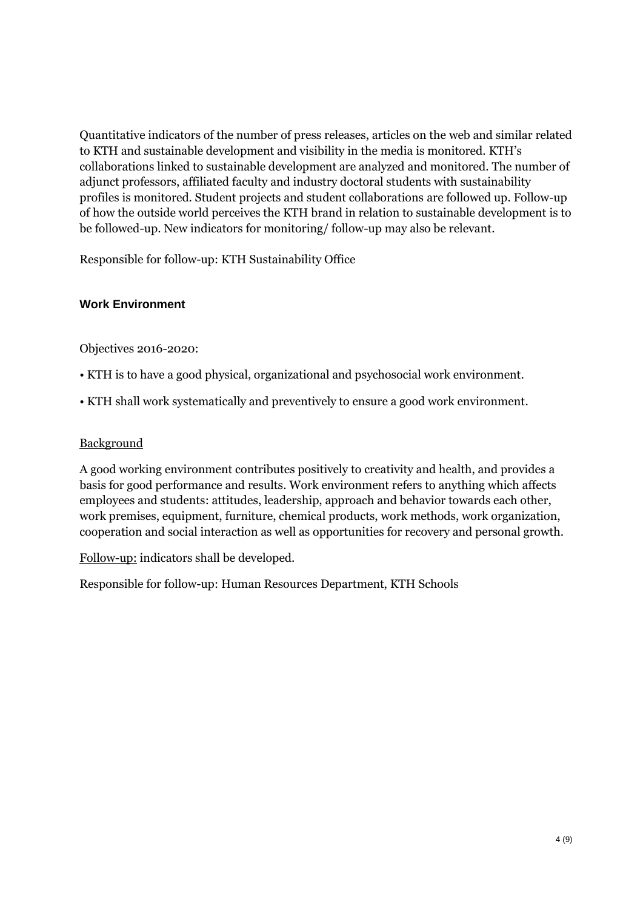Quantitative indicators of the number of press releases, articles on the web and similar related to KTH and sustainable development and visibility in the media is monitored. KTH's collaborations linked to sustainable development are analyzed and monitored. The number of adjunct professors, affiliated faculty and industry doctoral students with sustainability profiles is monitored. Student projects and student collaborations are followed up. Follow-up of how the outside world perceives the KTH brand in relation to sustainable development is to be followed-up. New indicators for monitoring/ follow-up may also be relevant.

Responsible for follow-up: KTH Sustainability Office

### Work Environment

Objectives 2016-2020:

• KTH is to have a good physical, organizational and psychosocial work environment.

• KTH shall work systematically and preventively to ensure a good work environment.

Background

A good working environment contributes positively to creativity and health, and provides a basis for good performance and results. Work environment refers to anything which affects employees and students: attitudes, leadership, approach and behavior towards each other, work premises, equipment, furniture, chemical products, work methods, work organization, cooperation and social interaction as well as opportunities for recovery and personal growth.

Follow-up: indicators shall be developed.

Responsible for follow-up: Human Resources Department, KTH Schools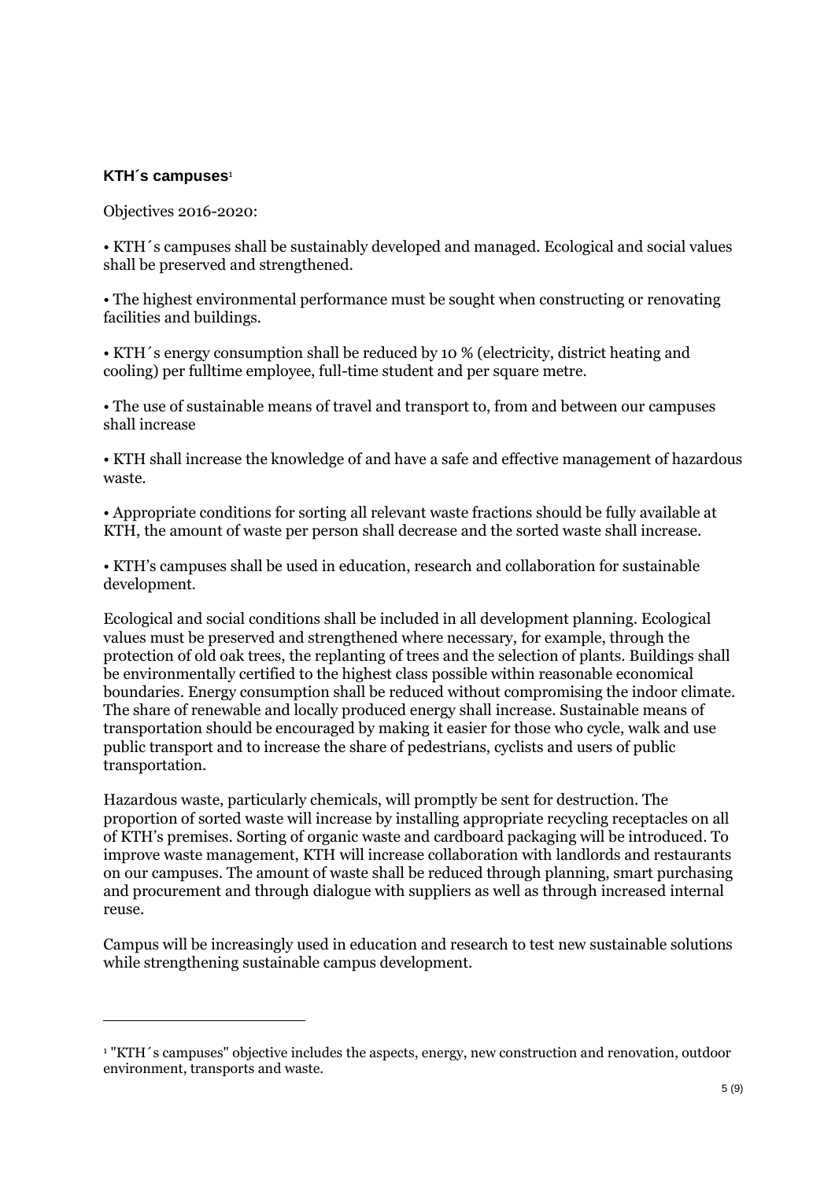### KTH´s campuses[1]

Objectives 2016-2020:

• KTH´s campuses shall be sustainably developed and managed. Ecological and social values shall be preserved and strengthened.

• The highest environmental performance must be sought when constructing or renovating facilities and buildings.

• KTH´s energy consumption shall be reduced by 10 % (electricity, district heating and cooling) per fulltime employee, full-time student and per square metre.

• The use of sustainable means of travel and transport to, from and between our campuses shall increase

• KTH shall increase the knowledge of and have a safe and effective management of hazardous waste.

• Appropriate conditions for sorting all relevant waste fractions should be fully available at KTH, the amount of waste per person shall decrease and the sorted waste shall increase.

• KTH's campuses shall be used in education, research and collaboration for sustainable development.

Ecological and social conditions shall be included in all development planning. Ecological values must be preserved and strengthened where necessary, for example, through the protection of old oak trees, the replanting of trees and the selection of plants. Buildings shall be environmentally certified to the highest class possible within reasonable economical boundaries. Energy consumption shall be reduced without compromising the indoor climate. The share of renewable and locally produced energy shall increase. Sustainable means of transportation should be encouraged by making it easier for those who cycle, walk and use public transport and to increase the share of pedestrians, cyclists and users of public transportation.

Hazardous waste, particularly chemicals, will promptly be sent for destruction. The proportion of sorted waste will increase by installing appropriate recycling receptacles on all of KTH's premises. Sorting of organic waste and cardboard packaging will be introduced. To improve waste management, KTH will increase collaboration with landlords and restaurants on our campuses. The amount of waste shall be reduced through planning, smart purchasing and procurement and through dialogue with suppliers as well as through increased internal reuse.

Campus will be increasingly used in education and research to test new sustainable solutions while strengthening sustainable campus development.

---

[1] "KTH´s campuses" objective includes the aspects, energy, new construction and renovation, outdoor environment, transports and waste.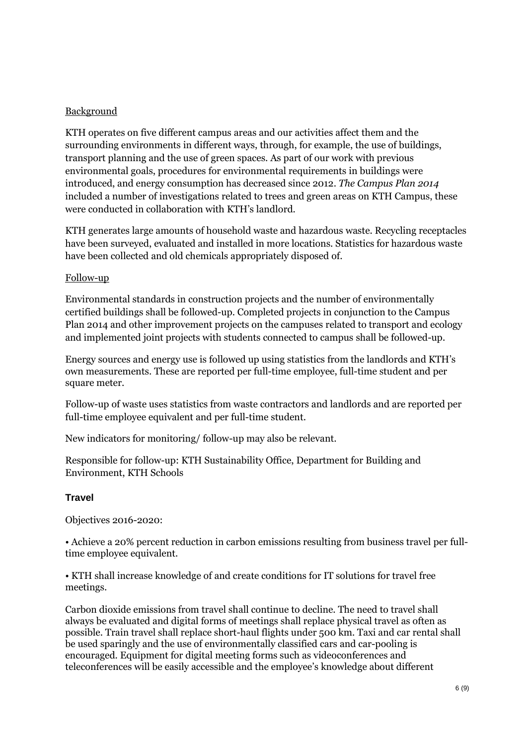Background

KTH operates on five different campus areas and our activities affect them and the surrounding environments in different ways, through, for example, the use of buildings, transport planning and the use of green spaces. As part of our work with previous environmental goals, procedures for environmental requirements in buildings were introduced, and energy consumption has decreased since 2012. *The Campus Plan 2014* included a number of investigations related to trees and green areas on KTH Campus, these were conducted in collaboration with KTH's landlord.

KTH generates large amounts of household waste and hazardous waste. Recycling receptacles have been surveyed, evaluated and installed in more locations. Statistics for hazardous waste have been collected and old chemicals appropriately disposed of.

Follow-up

Environmental standards in construction projects and the number of environmentally certified buildings shall be followed-up. Completed projects in conjunction to the Campus Plan 2014 and other improvement projects on the campuses related to transport and ecology and implemented joint projects with students connected to campus shall be followed-up.

Energy sources and energy use is followed up using statistics from the landlords and KTH's own measurements. These are reported per full-time employee, full-time student and per square meter.

Follow-up of waste uses statistics from waste contractors and landlords and are reported per full-time employee equivalent and per full-time student.

New indicators for monitoring/ follow-up may also be relevant.

Responsible for follow-up: KTH Sustainability Office, Department for Building and Environment, KTH Schools

### Travel

Objectives 2016-2020:

• Achieve a 20% percent reduction in carbon emissions resulting from business travel per full-time employee equivalent.

• KTH shall increase knowledge of and create conditions for IT solutions for travel free meetings.

Carbon dioxide emissions from travel shall continue to decline. The need to travel shall always be evaluated and digital forms of meetings shall replace physical travel as often as possible. Train travel shall replace short-haul flights under 500 km. Taxi and car rental shall be used sparingly and the use of environmentally classified cars and car-pooling is encouraged. Equipment for digital meeting forms such as videoconferences and teleconferences will be easily accessible and the employee's knowledge about different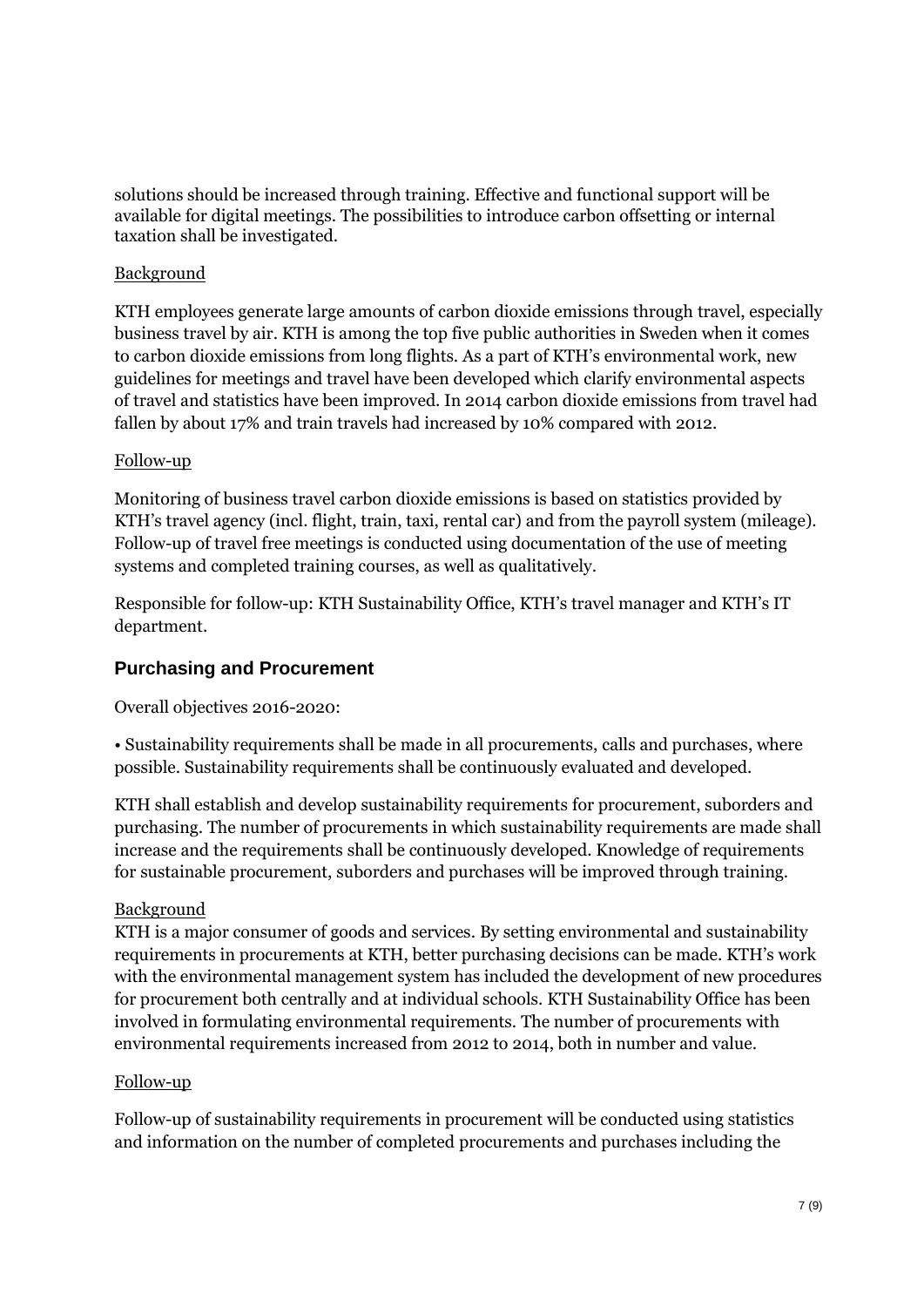solutions should be increased through training. Effective and functional support will be available for digital meetings. The possibilities to introduce carbon offsetting or internal taxation shall be investigated.

Background

KTH employees generate large amounts of carbon dioxide emissions through travel, especially business travel by air. KTH is among the top five public authorities in Sweden when it comes to carbon dioxide emissions from long flights. As a part of KTH's environmental work, new guidelines for meetings and travel have been developed which clarify environmental aspects of travel and statistics have been improved. In 2014 carbon dioxide emissions from travel had fallen by about 17% and train travels had increased by 10% compared with 2012.

Follow-up

Monitoring of business travel carbon dioxide emissions is based on statistics provided by KTH's travel agency (incl. flight, train, taxi, rental car) and from the payroll system (mileage). Follow-up of travel free meetings is conducted using documentation of the use of meeting systems and completed training courses, as well as qualitatively.

Responsible for follow-up: KTH Sustainability Office, KTH's travel manager and KTH's IT department.

### Purchasing and Procurement

Overall objectives 2016-2020:

- Sustainability requirements shall be made in all procurements, calls and purchases, where possible. Sustainability requirements shall be continuously evaluated and developed.

KTH shall establish and develop sustainability requirements for procurement, suborders and purchasing. The number of procurements in which sustainability requirements are made shall increase and the requirements shall be continuously developed. Knowledge of requirements for sustainable procurement, suborders and purchases will be improved through training.

Background

KTH is a major consumer of goods and services. By setting environmental and sustainability requirements in procurements at KTH, better purchasing decisions can be made. KTH's work with the environmental management system has included the development of new procedures for procurement both centrally and at individual schools. KTH Sustainability Office has been involved in formulating environmental requirements. The number of procurements with environmental requirements increased from 2012 to 2014, both in number and value.

Follow-up

Follow-up of sustainability requirements in procurement will be conducted using statistics and information on the number of completed procurements and purchases including the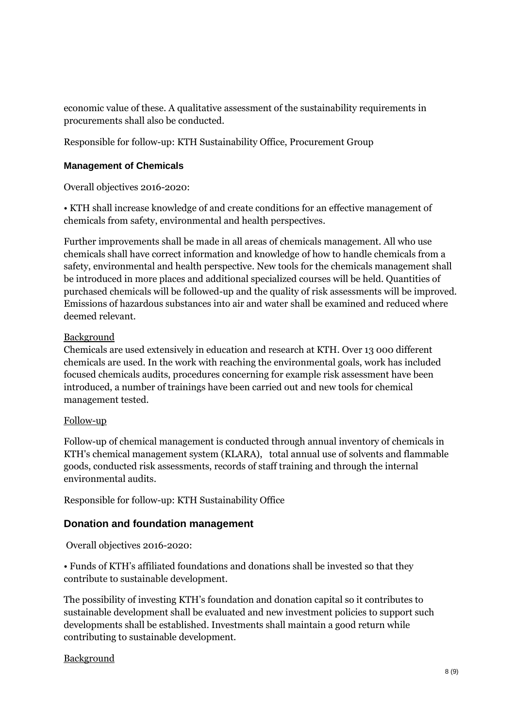economic value of these. A qualitative assessment of the sustainability requirements in procurements shall also be conducted.

Responsible for follow-up: KTH Sustainability Office, Procurement Group

### Management of Chemicals

Overall objectives 2016-2020:

• KTH shall increase knowledge of and create conditions for an effective management of chemicals from safety, environmental and health perspectives.

Further improvements shall be made in all areas of chemicals management. All who use chemicals shall have correct information and knowledge of how to handle chemicals from a safety, environmental and health perspective. New tools for the chemicals management shall be introduced in more places and additional specialized courses will be held. Quantities of purchased chemicals will be followed-up and the quality of risk assessments will be improved. Emissions of hazardous substances into air and water shall be examined and reduced where deemed relevant.

Background

Chemicals are used extensively in education and research at KTH. Over 13 000 different chemicals are used. In the work with reaching the environmental goals, work has included focused chemicals audits, procedures concerning for example risk assessment have been introduced, a number of trainings have been carried out and new tools for chemical management tested.

Follow-up

Follow-up of chemical management is conducted through annual inventory of chemicals in KTH's chemical management system (KLARA), total annual use of solvents and flammable goods, conducted risk assessments, records of staff training and through the internal environmental audits.

Responsible for follow-up: KTH Sustainability Office

## Donation and foundation management

Overall objectives 2016-2020:

• Funds of KTH's affiliated foundations and donations shall be invested so that they contribute to sustainable development.

The possibility of investing KTH's foundation and donation capital so it contributes to sustainable development shall be evaluated and new investment policies to support such developments shall be established. Investments shall maintain a good return while contributing to sustainable development.

Background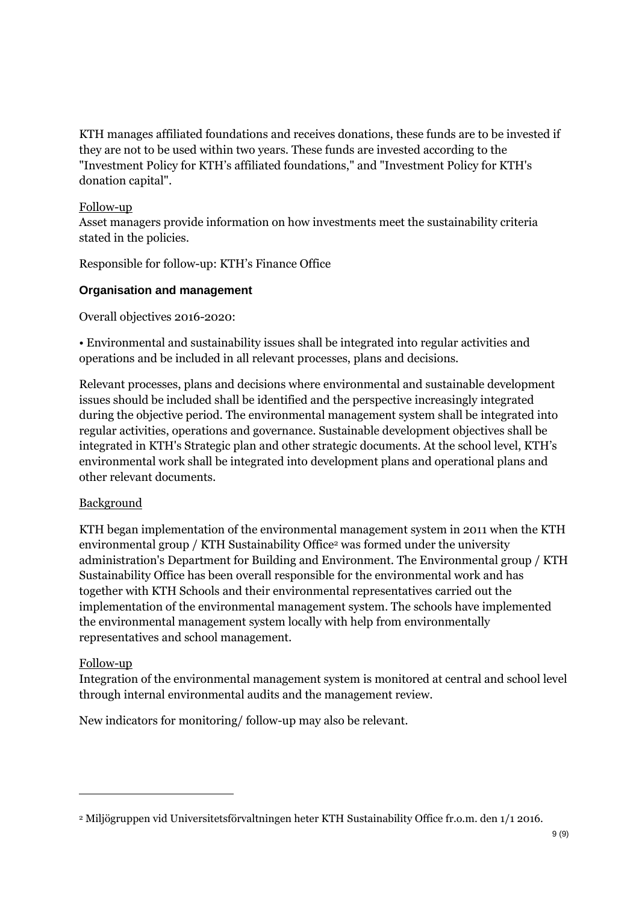KTH manages affiliated foundations and receives donations, these funds are to be invested if they are not to be used within two years. These funds are invested according to the "Investment Policy for KTH's affiliated foundations," and "Investment Policy for KTH's donation capital".

Follow-up
Asset managers provide information on how investments meet the sustainability criteria stated in the policies.

Responsible for follow-up: KTH's Finance Office

### Organisation and management

Overall objectives 2016-2020:

• Environmental and sustainability issues shall be integrated into regular activities and operations and be included in all relevant processes, plans and decisions.

Relevant processes, plans and decisions where environmental and sustainable development issues should be included shall be identified and the perspective increasingly integrated during the objective period. The environmental management system shall be integrated into regular activities, operations and governance. Sustainable development objectives shall be integrated in KTH's Strategic plan and other strategic documents. At the school level, KTH's environmental work shall be integrated into development plans and operational plans and other relevant documents.

Background

KTH began implementation of the environmental management system in 2011 when the KTH environmental group / KTH Sustainability Office[2] was formed under the university administration's Department for Building and Environment. The Environmental group / KTH Sustainability Office has been overall responsible for the environmental work and has together with KTH Schools and their environmental representatives carried out the implementation of the environmental management system. The schools have implemented the environmental management system locally with help from environmentally representatives and school management.

Follow-up
Integration of the environmental management system is monitored at central and school level through internal environmental audits and the management review.

New indicators for monitoring/ follow-up may also be relevant.

---

[2] Miljögruppen vid Universitetsförvaltningen heter KTH Sustainability Office fr.o.m. den 1/1 2016.